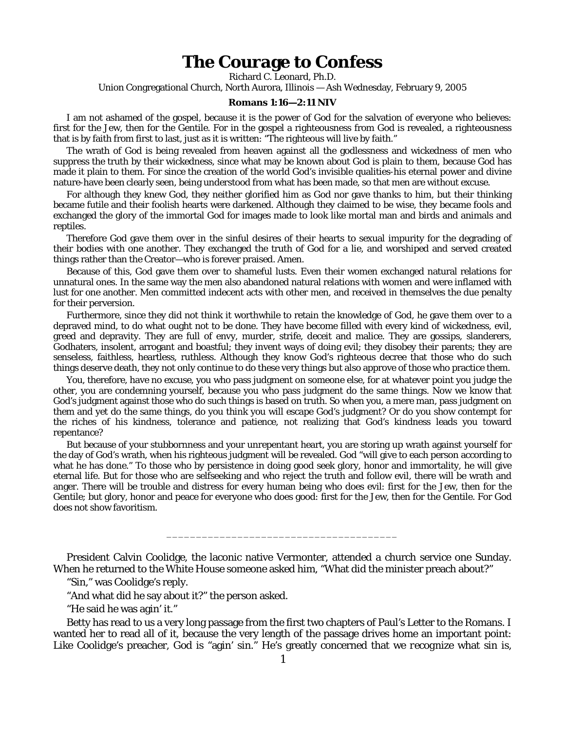# The Courage to Confess

Richard C. Leonard, Ph.D.

Union Congregational Church, North Aurora, Illinois — Ash Wednesday, February 9, 2005

**Romans 1:16—2:11 NIV**

I am not ashamed of the gospel, because it is the power of God for the salvation of everyone who believes: first for the Jew, then for the Gentile. For in the gospel a righteousness from God is revealed, a righteousness that is by faith from first to last, just as it is written: "The righteous will live by faith."

The wrath of God is being revealed from heaven against all the godlessness and wickedness of men who suppress the truth by their wickedness, since what may be known about God is plain to them, because God has made it plain to them. For since the creation of the world God's invisible qualities-his eternal power and divine nature-have been clearly seen, being understood from what has been made, so that men are without excuse.

For although they knew God, they neither glorified him as God nor gave thanks to him, but their thinking became futile and their foolish hearts were darkened. Although they claimed to be wise, they became fools and exchanged the glory of the immortal God for images made to look like mortal man and birds and animals and reptiles.

Therefore God gave them over in the sinful desires of their hearts to sexual impurity for the degrading of their bodies with one another. They exchanged the truth of God for a lie, and worshiped and served created things rather than the Creator—who is forever praised. Amen.

Because of this, God gave them over to shameful lusts. Even their women exchanged natural relations for unnatural ones. In the same way the men also abandoned natural relations with women and were inflamed with lust for one another. Men committed indecent acts with other men, and received in themselves the due penalty for their perversion.

Furthermore, since they did not think it worthwhile to retain the knowledge of God, he gave them over to a depraved mind, to do what ought not to be done. They have become filled with every kind of wickedness, evil, greed and depravity. They are full of envy, murder, strife, deceit and malice. They are gossips, slanderers, Godhaters, insolent, arrogant and boastful; they invent ways of doing evil; they disobey their parents; they are senseless, faithless, heartless, ruthless. Although they know God's righteous decree that those who do such things deserve death, they not only continue to do these very things but also approve of those who practice them.

You, therefore, have no excuse, you who pass judgment on someone else, for at whatever point you judge the other, you are condemning yourself, because you who pass judgment do the same things. Now we know that God's judgment against those who do such things is based on truth. So when you, a mere man, pass judgment on them and yet do the same things, do you think you will escape God's judgment? Or do you show contempt for the riches of his kindness, tolerance and patience, not realizing that God's kindness leads you toward repentance?

But because of your stubbornness and your unrepentant heart, you are storing up wrath against yourself for the day of God's wrath, when his righteous judgment will be revealed. God "will give to each person according to what he has done." To those who by persistence in doing good seek glory, honor and immortality, he will give eternal life. But for those who are selfseeking and who reject the truth and follow evil, there will be wrath and anger. There will be trouble and distress for every human being who does evil: first for the Jew, then for the Gentile; but glory, honor and peace for everyone who does good: first for the Jew, then for the Gentile. For God does not show favoritism.

\_\_\_\_\_\_\_\_\_\_\_\_\_\_\_\_\_\_\_\_\_\_\_\_\_\_\_\_\_\_\_\_\_\_\_\_\_\_

President Calvin Coolidge, the laconic native Vermonter, attended a church service one Sunday. When he returned to the White House someone asked him, "What did the minister preach about?"

"Sin," was Coolidge's reply.

"And what did he say about it?" the person asked.

"He said he was agin' it."

Betty has read to us a very long passage from the first two chapters of Paul's Letter to the Romans. I wanted her to read all of it, because the very length of the passage drives home an important point: Like Coolidge's preacher, God is "agin' sin." He's greatly concerned that we recognize what sin is,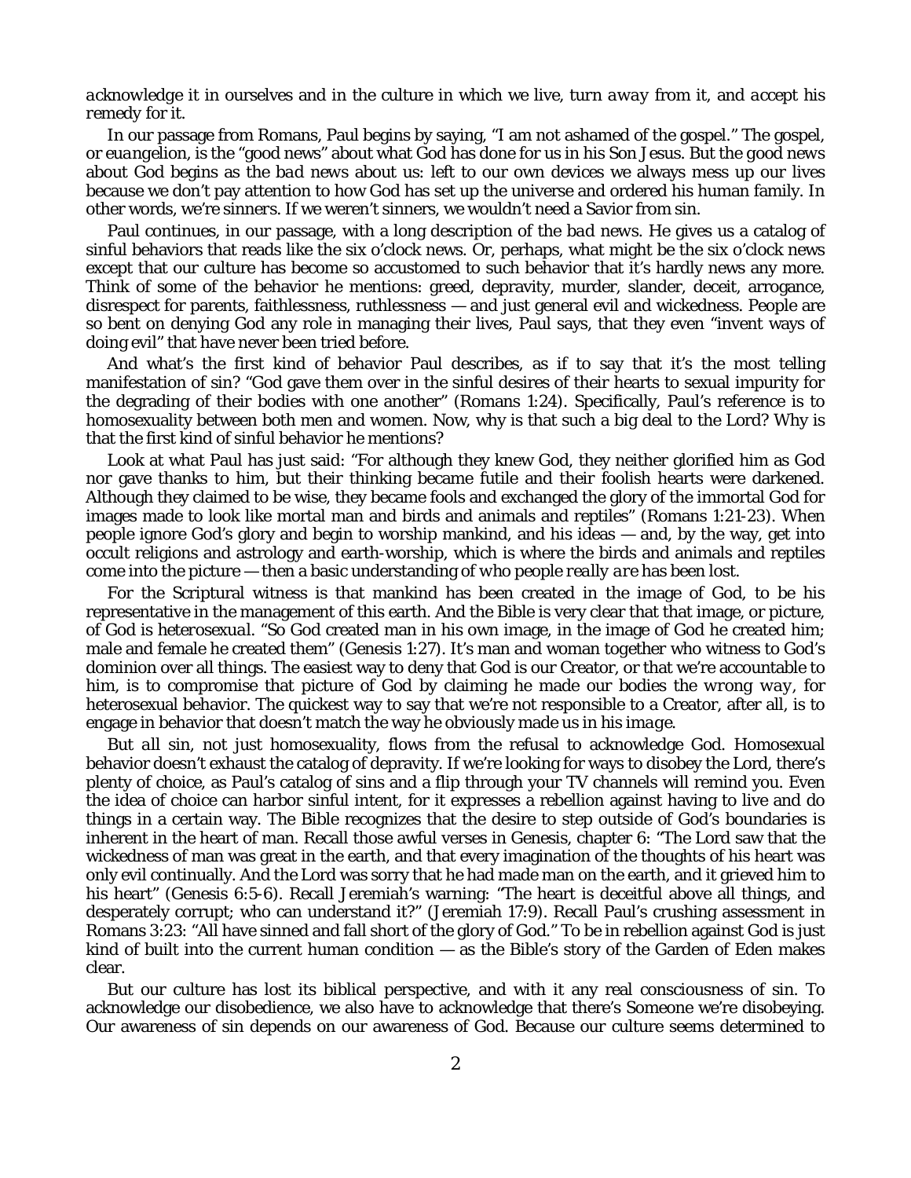*acknowledge* it in ourselves and in the culture in which we live, *turn away* from it, and *accept* his *remedy* for it.

In our passage from Romans, Paul begins by saying, "I am not ashamed of the gospel." The gospel, or *euangelion*, is the "good news" about what God has done for us in his Son Jesus. But the good news about God begins as the *bad* news about us: left to our own devices we always mess up our lives because we don't pay attention to how God has set up the universe and ordered his human family. In other words, we're *sinners*. If we weren't sinners, we wouldn't need a Savior from sin.

Paul continues, in our passage, with a long description of the *bad* news. He gives us a catalog of sinful behaviors that reads like the six o'clock news. Or, perhaps, what might be the six o'clock news except that our culture has become so accustomed to such behavior that it's hardly news any more. Think of some of the behavior he mentions: greed, depravity, murder, slander, deceit, arrogance, disrespect for parents, faithlessness, ruthlessness — and just general evil and wickedness. People are so bent on denying God any role in managing their lives, Paul says, that they even "invent ways of doing evil" that have never been tried before.

And what's the first kind of behavior Paul describes, as if to say that it's the most telling manifestation of sin? "God gave them over in the sinful desires of their hearts to sexual impurity for the degrading of their bodies with one another" (Romans 1:24). Specifically, Paul's reference is to homosexuality between both men and women. Now, why is that such a big deal to the Lord? Why is that the first kind of sinful behavior he mentions?

Look at what Paul has just said: "For although they knew God, they neither glorified him as God nor gave thanks to him, but their thinking became futile and their foolish hearts were darkened. Although they claimed to be wise, they became fools and exchanged the glory of the immortal God for images made to look like mortal man and birds and animals and reptiles" (Romans 1:21-23). When people ignore God's glory and begin to worship mankind, and his ideas — and, by the way, get into occult religions and astrology and earth-worship, which is where the birds and animals and reptiles come into the picture — then a basic understanding of *who people really are* has been lost.

For the Scriptural witness is that mankind has been created in the image of God, to be his representative in the management of this earth. And the Bible is very clear that that image, or picture, of God is *heterosexual*. "So God created man in his own image, in the image of God he created him; male and female he created them" (Genesis 1:27). It's man and woman together who witness to God's dominion over all things. The easiest way to deny that God is our Creator, or that we're accountable to him, is to compromise that picture of God by claiming he made our bodies the *wrong way*, for heterosexual behavior. The quickest way to say that we're not responsible to a Creator, after all, is to engage in behavior that doesn't match the way he obviously made us in his *image*.

But *all* sin, not just homosexuality, flows from the refusal to acknowledge God. Homosexual behavior doesn't exhaust the catalog of depravity. If we're looking for ways to disobey the Lord, there's plenty of choice, as Paul's catalog of sins and a flip through your TV channels will remind you. Even the idea of choice can harbor sinful intent, for it expresses a rebellion against having to live and do things in a certain way. The Bible recognizes that the desire to step outside of God's boundaries is inherent in the heart of man. Recall those awful verses in Genesis, chapter 6: "The Lord saw that the wickedness of man was great in the earth, and that every imagination of the thoughts of his heart was only evil continually. And the Lord was sorry that he had made man on the earth, and it grieved him to his heart" (Genesis 6:5-6). Recall Jeremiah's warning: "The heart is deceitful above all things, and desperately corrupt; who can understand it?" (Jeremiah 17:9). Recall Paul's crushing assessment in Romans 3:23: "All have sinned and fall short of the glory of God." To be in rebellion against God is just kind of built into the current human condition — as the Bible's story of the Garden of Eden makes clear.

But our culture has lost its biblical perspective, and with it any real consciousness of sin. To acknowledge our disobedience, we also have to acknowledge that there's Someone we're disobeying. Our awareness of sin depends on our awareness of God. Because our culture seems determined to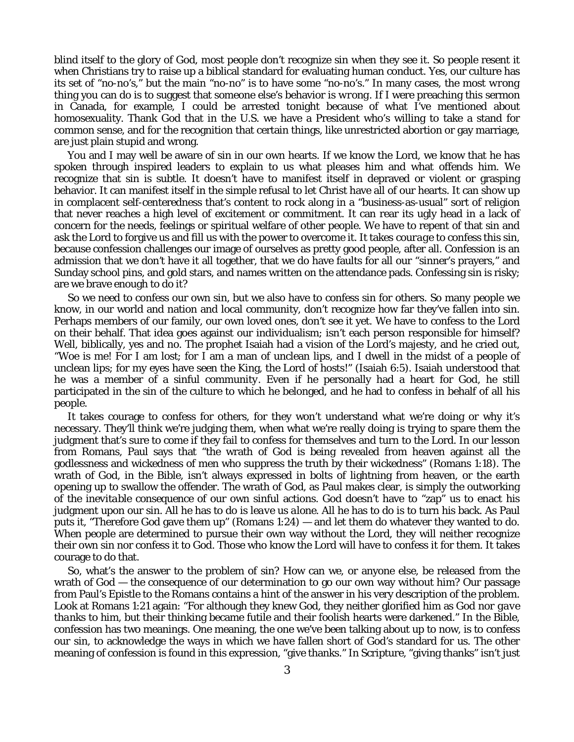blind itself to the glory of God, most people don't recognize sin when they see it. So people resent it when Christians try to raise up a biblical standard for evaluating human conduct. Yes, our culture has its set of "no-no's," but the main "no-no" is to have some "no-no's." In many cases, the most *wrong* thing you can do is to suggest that someone else's behavior is *wrong*. If I were preaching this sermon in Canada, for example, I could be arrested tonight because of what I've mentioned about homosexuality. Thank God that in the U.S. we have a President who's willing to take a stand for common sense, and for the recognition that certain things, like unrestricted abortion or gay marriage, are just plain stupid and wrong.

You and I may well be aware of sin in our own hearts. If we know the Lord, we know that he has spoken through inspired leaders to explain to us what pleases him and what offends him. We recognize that sin is subtle. It doesn't have to manifest itself in depraved or violent or grasping behavior. It can manifest itself in the simple refusal to let Christ have all of our hearts. It can show up in complacent self-centeredness that's content to rock along in a "business-as-usual" sort of religion that never reaches a high level of excitement or commitment. It can rear its ugly head in a lack of concern for the needs, feelings or spiritual welfare of other people. We have to repent of that sin and ask the Lord to forgive us and fill us with the power to overcome it. It takes *courage* to confess this sin, because confession challenges our image of ourselves as pretty good people, after all. Confession is an admission that we don't have it all together, that we do have faults for all our "sinner's prayers," and Sunday school pins, and gold stars, and names written on the attendance pads. Confessing sin is risky; are we brave enough to do it?

So we need to confess our own sin, but we also have to confess sin for others. So many people we know, in our world and nation and local community, don't recognize how far they've fallen into sin. Perhaps members of our family, our own loved ones, don't see it yet. We have to confess to the Lord on their behalf. That idea goes against our individualism; isn't each person responsible for himself? Well, biblically, yes and no. The prophet Isaiah had a vision of the Lord's majesty, and he cried out, "Woe is me! For I am lost; for I am a man of unclean lips, and I dwell in the midst of a people of unclean lips; for my eyes have seen the King, the Lord of hosts!" (Isaiah 6:5). Isaiah understood that he was a member of a sinful community. Even if he personally had a heart for God, he still participated in the sin of the culture to which he belonged, and he had to confess in behalf of all his people.

It takes courage to confess for others, for they won't understand what we're doing or why it's necessary. They'll think we're judging them, when what we're really doing is trying to spare them the judgment that's sure to come if they fail to confess for themselves and turn to the Lord. In our lesson from Romans, Paul says that "the wrath of God is being revealed from heaven against all the godlessness and wickedness of men who suppress the truth by their wickedness" (Romans 1:18). The wrath of God, in the Bible, isn't always expressed in bolts of lightning from heaven, or the earth opening up to swallow the offender. The wrath of God, as Paul makes clear, is simply the outworking of the inevitable consequence of our own sinful actions. God doesn't have to "zap" us to enact his judgment upon our sin. All he has to do is *leave us alone*. All he has to do is to turn his back. As Paul puts it, "Therefore God gave them up" (Romans 1:24) — and let them do whatever they wanted to do. When people are determined to pursue their own way without the Lord, they will neither recognize their own sin nor confess it to God. Those who know the Lord will have to confess it for them. It takes courage to do that.

So, what's the answer to the problem of sin? How can we, or anyone else, be released from the wrath of God — the consequence of our determination to go our own way without him? Our passage from Paul's Epistle to the Romans contains a hint of the answer in his very description of the problem. Look at Romans 1:21 again: "For although they knew God, they neither glorified him as God *nor gave thanks to him*, but their thinking became futile and their foolish hearts were darkened." In the Bible, confession has two meanings. One meaning, the one we've been talking about up to now, is to confess our sin, to acknowledge the ways in which we have fallen short of God's standard for us. The other meaning of confession is found in this expression, "give thanks." In Scripture, "giving thanks" isn't just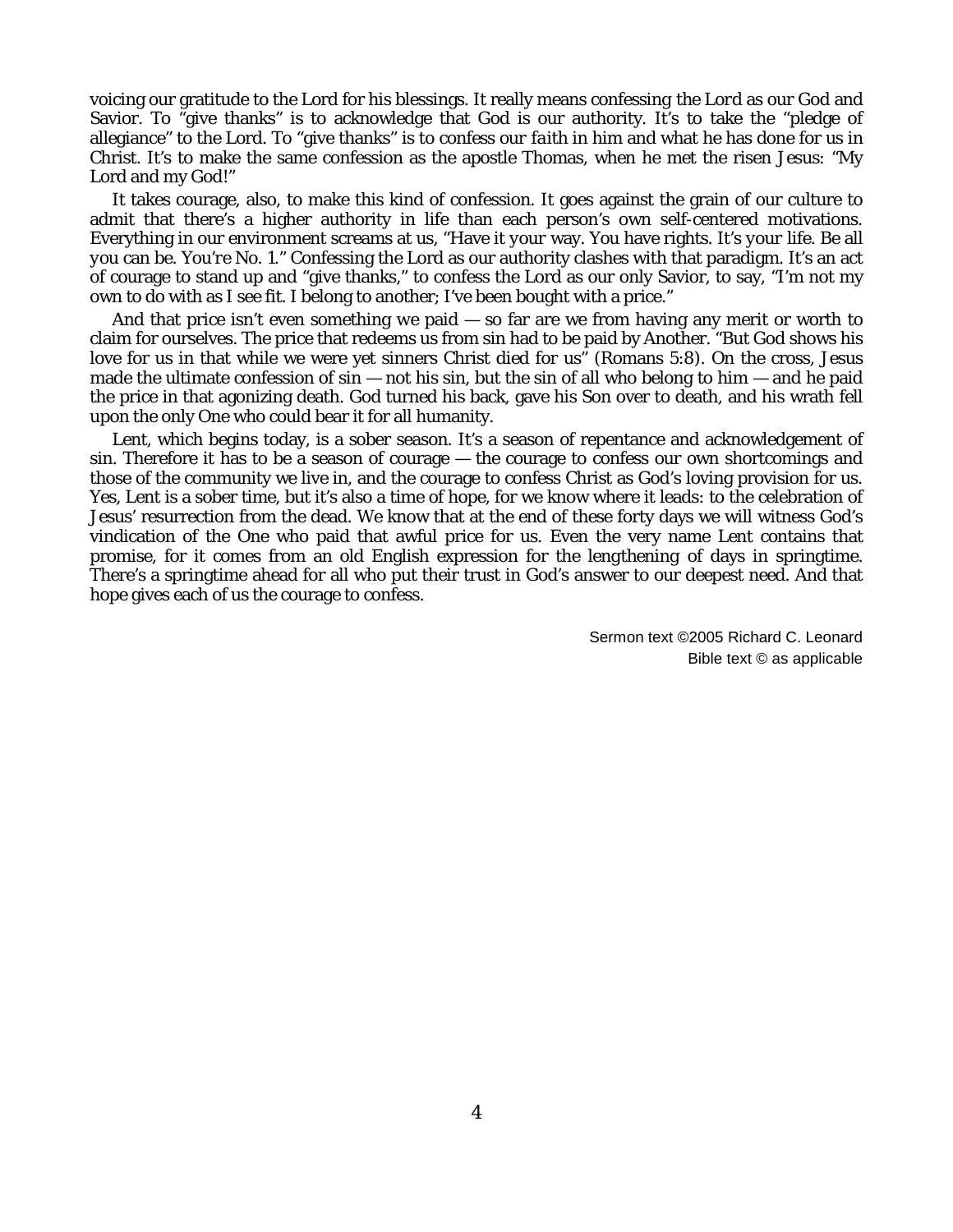voicing our gratitude to the Lord for his blessings. It really means confessing the Lord as our God and Savior. To "give thanks" is to acknowledge that God is our authority. It's to take the "pledge of allegiance" to the Lord. To "give thanks" is to confess our *faith* in him and what he has done for us in Christ. It's to make the same confession as the apostle Thomas, when he met the risen Jesus: "My Lord and my God!"

It takes courage, also, to make this kind of confession. It goes against the grain of our culture to admit that there's a higher authority in life than each person's own self-centered motivations. Everything in our environment screams at us, "Have it your way. You have rights. It's your life. Be all you can be. You're No. 1." Confessing the Lord as our authority clashes with that paradigm. It's an act of courage to stand up and "give thanks," to confess the Lord as our only Savior, to say, "I'm not my own to do with as I see fit. I belong to another; I've been bought with a price."

And that price isn't even something we paid — so far are we from having any merit or worth to claim for ourselves. The price that redeems us from sin had to be paid by Another. "But God shows his love for us in that while we were yet sinners Christ died for us" (Romans 5:8). On the cross, Jesus made the ultimate confession of sin — not his sin, but the sin of all who belong to him — and he paid the price in that agonizing death. God turned his back, gave his Son over to death, and his wrath fell upon the only One who could bear it for all humanity.

Lent, which begins today, is a sober season. It's a season of repentance and acknowledgement of sin. Therefore it has to be a season of courage — the courage to confess our own shortcomings and those of the community we live in, and the courage to confess Christ as God's loving provision for us. Yes, Lent is a sober time, but it's also a time of hope, for we know where it leads: to the celebration of Jesus' resurrection from the dead. We know that at the end of these forty days we will witness God's vindication of the One who paid that awful price for us. Even the very name Lent contains that promise, for it comes from an old English expression for the lengthening of days in springtime. There's a springtime ahead for all who put their trust in God's answer to our deepest need. And that hope gives each of us the courage to confess.

Sermon text ©2005 Richard C. Leonard
Bible text © as applicable